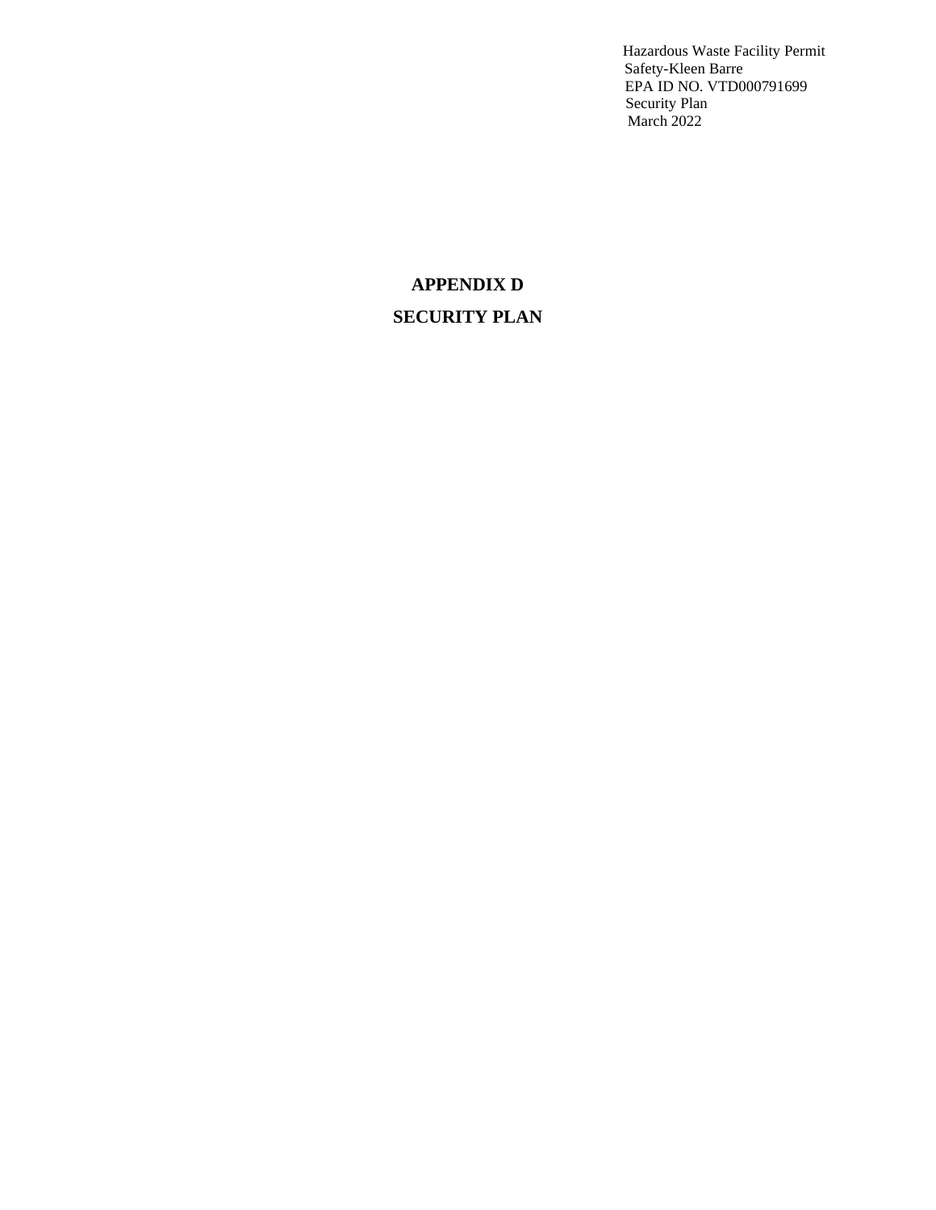# APPENDIX D

# SECURITY PLAN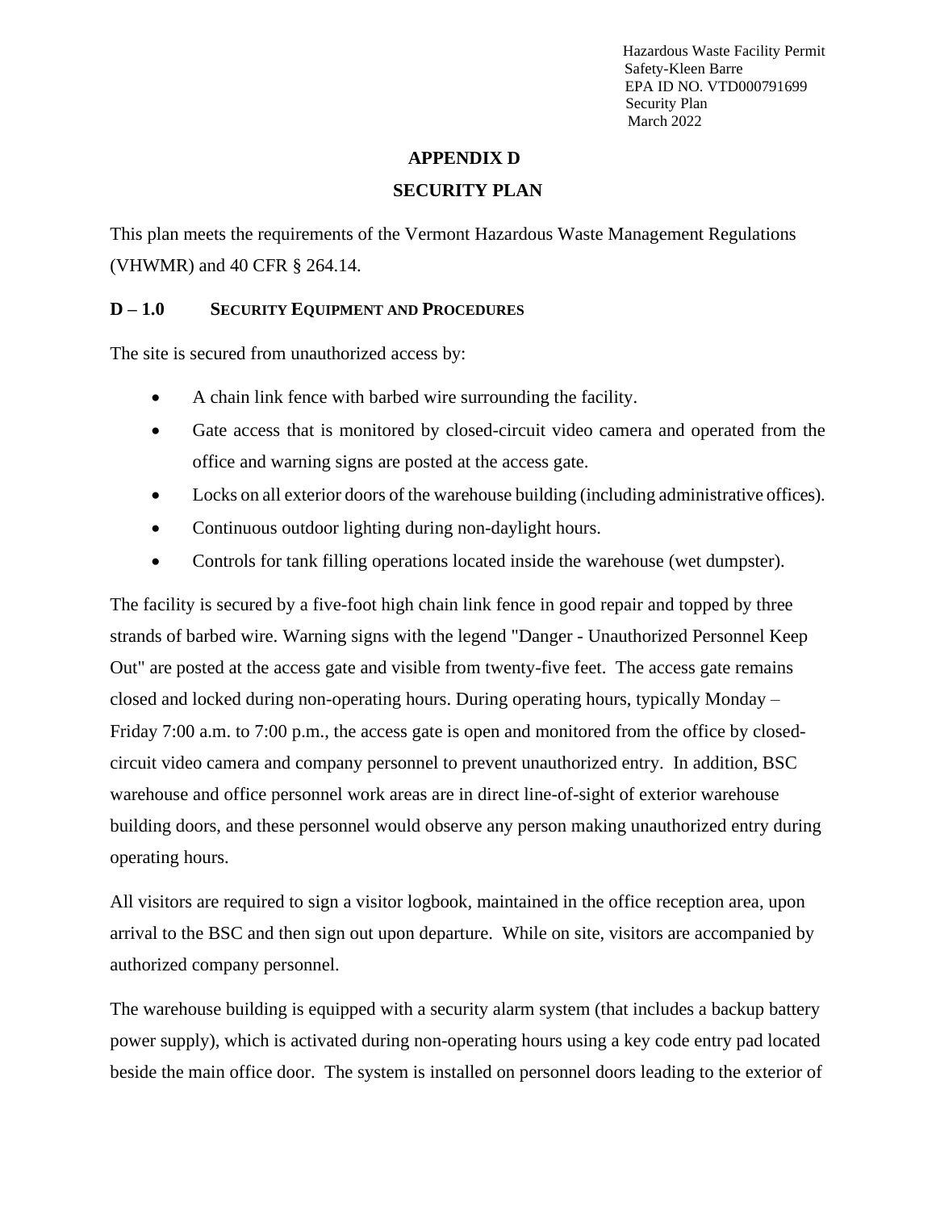# APPENDIX D

# SECURITY PLAN

This plan meets the requirements of the Vermont Hazardous Waste Management Regulations (VHWMR) and 40 CFR § 264.14.

## D – 1.0 SECURITY EQUIPMENT AND PROCEDURES

The site is secured from unauthorized access by:

- A chain link fence with barbed wire surrounding the facility.
- Gate access that is monitored by closed-circuit video camera and operated from the office and warning signs are posted at the access gate.
- Locks on all exterior doors of the warehouse building (including administrative offices).
- Continuous outdoor lighting during non-daylight hours.
- Controls for tank filling operations located inside the warehouse (wet dumpster).

The facility is secured by a five-foot high chain link fence in good repair and topped by three strands of barbed wire. Warning signs with the legend "Danger - Unauthorized Personnel Keep Out" are posted at the access gate and visible from twenty-five feet. The access gate remains closed and locked during non-operating hours. During operating hours, typically Monday – Friday 7:00 a.m. to 7:00 p.m., the access gate is open and monitored from the office by closed-circuit video camera and company personnel to prevent unauthorized entry. In addition, BSC warehouse and office personnel work areas are in direct line-of-sight of exterior warehouse building doors, and these personnel would observe any person making unauthorized entry during operating hours.

All visitors are required to sign a visitor logbook, maintained in the office reception area, upon arrival to the BSC and then sign out upon departure. While on site, visitors are accompanied by authorized company personnel.

The warehouse building is equipped with a security alarm system (that includes a backup battery power supply), which is activated during non-operating hours using a key code entry pad located beside the main office door. The system is installed on personnel doors leading to the exterior of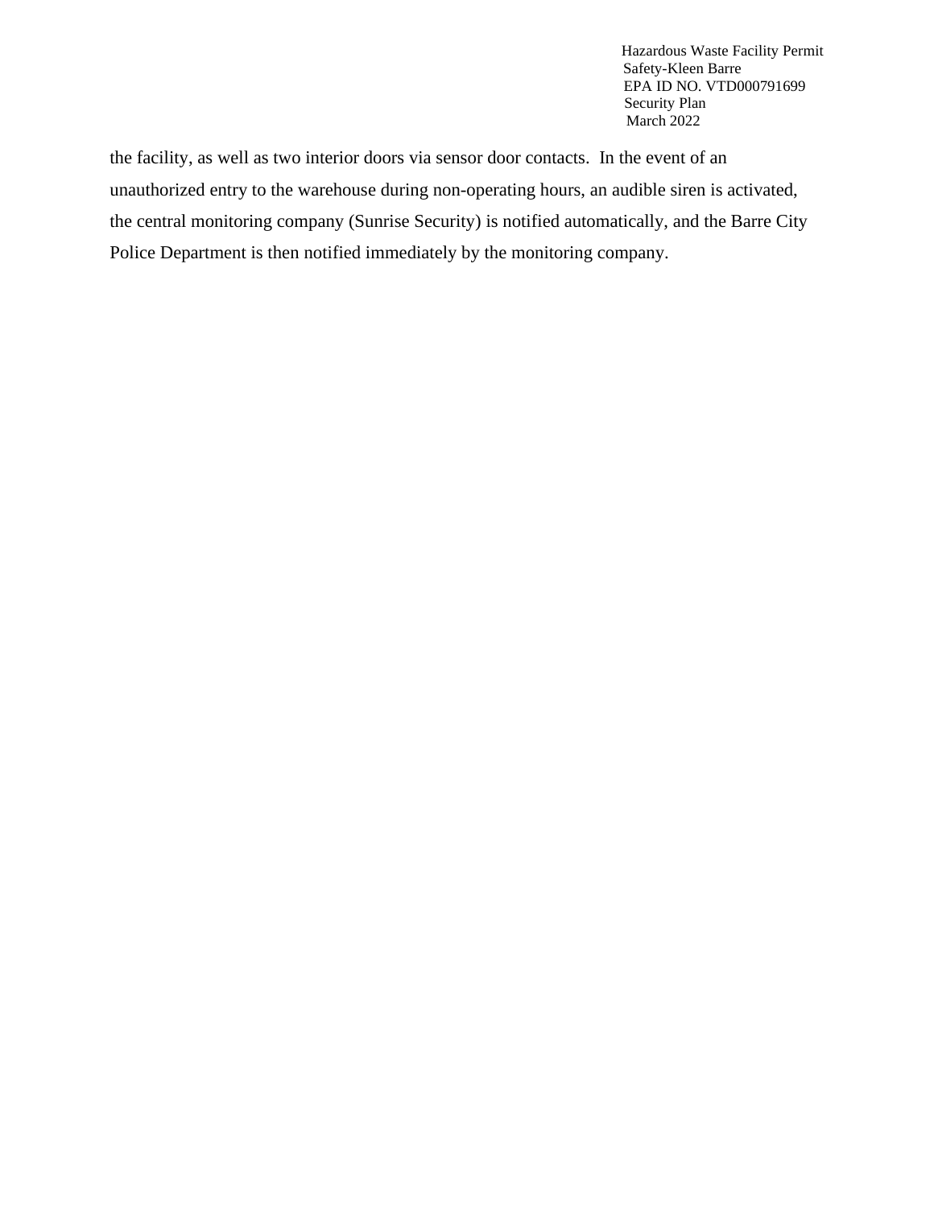the facility, as well as two interior doors via sensor door contacts. In the event of an unauthorized entry to the warehouse during non-operating hours, an audible siren is activated, the central monitoring company (Sunrise Security) is notified automatically, and the Barre City Police Department is then notified immediately by the monitoring company.